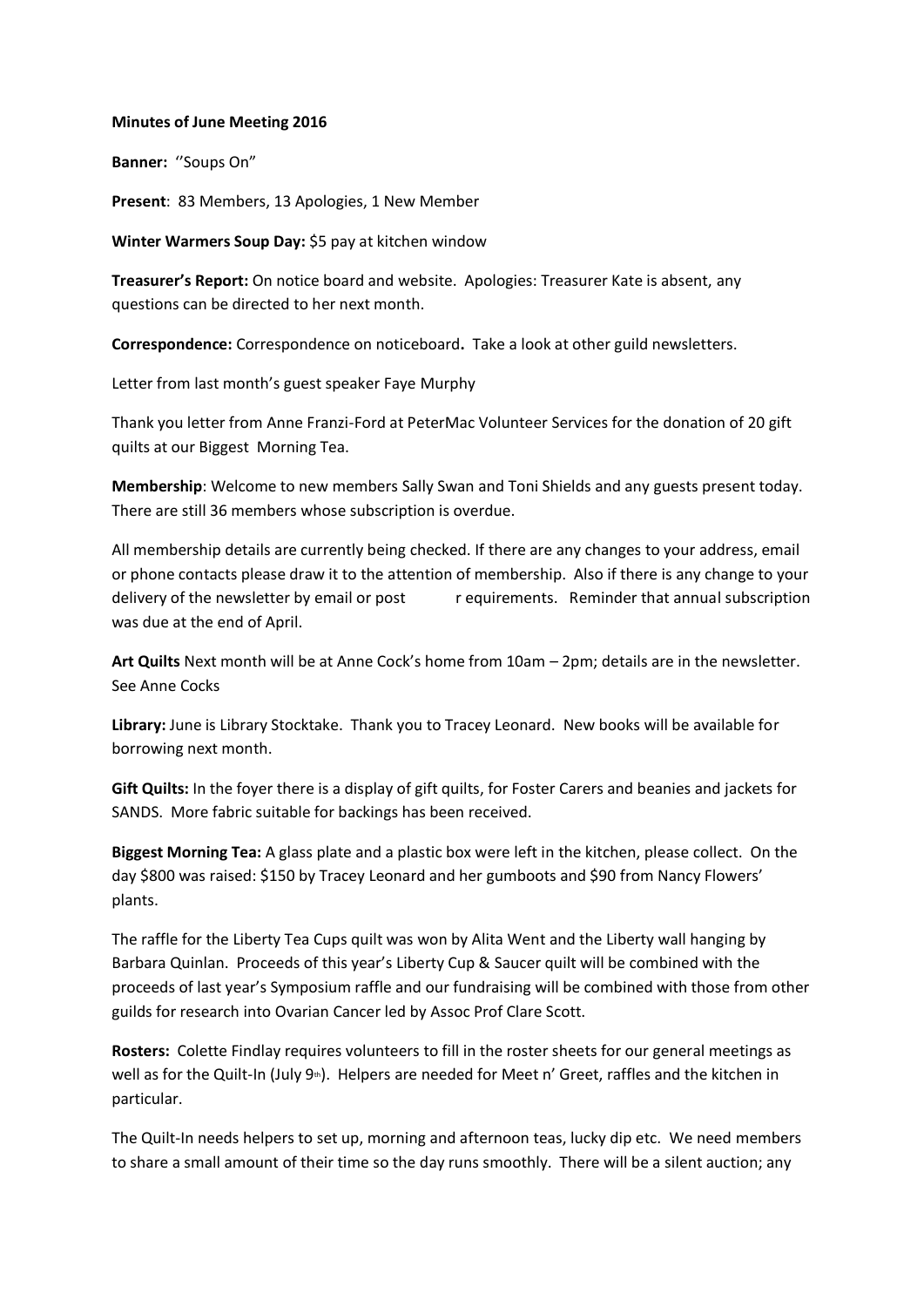**Minutes of June Meeting 2016**

**Banner:** ''Soups On"

**Present**: 83 Members, 13 Apologies, 1 New Member

**Winter Warmers Soup Day:** $5 pay at kitchen window

**Treasurer's Report:** On notice board and website. Apologies: Treasurer Kate is absent, any questions can be directed to her next month.

**Correspondence:** Correspondence on noticeboard**.** Take a look at other guild newsletters.

Letter from last month's guest speaker Faye Murphy

Thank you letter from Anne Franzi-Ford at PeterMac Volunteer Services for the donation of 20 gift quilts at our Biggest Morning Tea.

**Membership**: Welcome to new members Sally Swan and Toni Shields and any guests present today. There are still 36 members whose subscription is overdue.

All membership details are currently being checked. If there are any changes to your address, email or phone contacts please draw it to the attention of membership. Also if there is any change to your delivery of the newsletter by email or post r equirements. Reminder that annual subscription was due at the end of April.

**Art Quilts** Next month will be at Anne Cock's home from 10am – 2pm; details are in the newsletter. See Anne Cocks

**Library:** June is Library Stocktake. Thank you to Tracey Leonard. New books will be available for borrowing next month.

**Gift Quilts:** In the foyer there is a display of gift quilts, for Foster Carers and beanies and jackets for SANDS. More fabric suitable for backings has been received.

**Biggest Morning Tea:** A glass plate and a plastic box were left in the kitchen, please collect. On the day $800 was raised: $150 by Tracey Leonard and her gumboots and $90 from Nancy Flowers' plants.

The raffle for the Liberty Tea Cups quilt was won by Alita Went and the Liberty wall hanging by Barbara Quinlan. Proceeds of this year's Liberty Cup & Saucer quilt will be combined with the proceeds of last year's Symposium raffle and our fundraising will be combined with those from other guilds for research into Ovarian Cancer led by Assoc Prof Clare Scott.

**Rosters:** Colette Findlay requires volunteers to fill in the roster sheets for our general meetings as well as for the Quilt-In (July 9th). Helpers are needed for Meet n' Greet, raffles and the kitchen in particular.

The Quilt-In needs helpers to set up, morning and afternoon teas, lucky dip etc. We need members to share a small amount of their time so the day runs smoothly. There will be a silent auction; any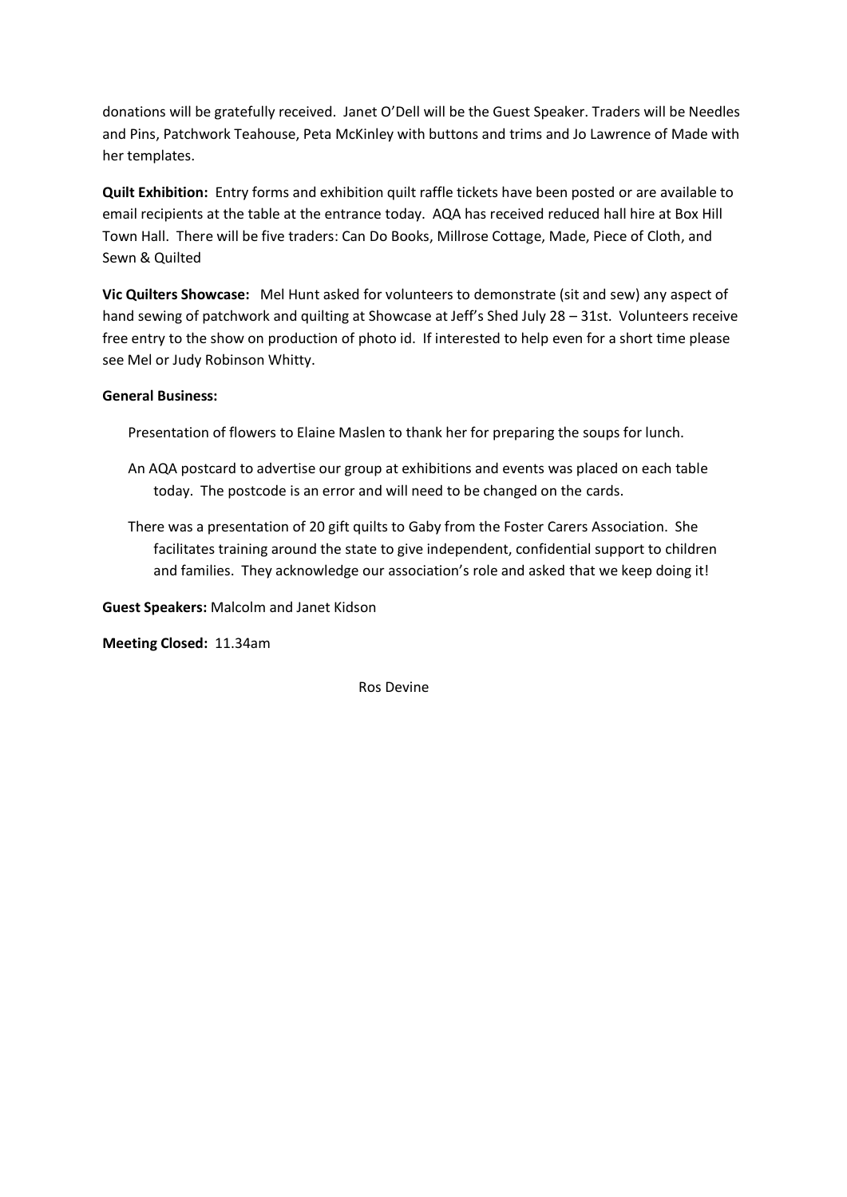donations will be gratefully received. Janet O'Dell will be the Guest Speaker. Traders will be Needles and Pins, Patchwork Teahouse, Peta McKinley with buttons and trims and Jo Lawrence of Made with her templates.

**Quilt Exhibition:** Entry forms and exhibition quilt raffle tickets have been posted or are available to email recipients at the table at the entrance today. AQA has received reduced hall hire at Box Hill Town Hall. There will be five traders: Can Do Books, Millrose Cottage, Made, Piece of Cloth, and Sewn & Quilted

**Vic Quilters Showcase:** Mel Hunt asked for volunteers to demonstrate (sit and sew) any aspect of hand sewing of patchwork and quilting at Showcase at Jeff's Shed July 28 – 31st. Volunteers receive free entry to the show on production of photo id. If interested to help even for a short time please see Mel or Judy Robinson Whitty.

**General Business:**

Presentation of flowers to Elaine Maslen to thank her for preparing the soups for lunch.

An AQA postcard to advertise our group at exhibitions and events was placed on each table today. The postcode is an error and will need to be changed on the cards.

There was a presentation of 20 gift quilts to Gaby from the Foster Carers Association. She facilitates training around the state to give independent, confidential support to children and families. They acknowledge our association's role and asked that we keep doing it!

**Guest Speakers:** Malcolm and Janet Kidson

**Meeting Closed:** 11.34am

Ros Devine